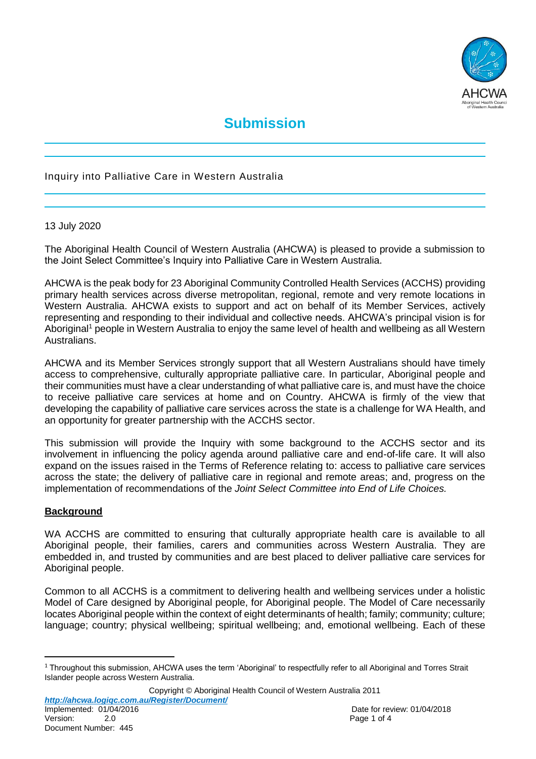# Submission

Inquiry into Palliative Care in Western Australia

13 July 2020

The Aboriginal Health Council of Western Australia (AHCWA) is pleased to provide a submission to the Joint Select Committee's Inquiry into Palliative Care in Western Australia.

AHCWA is the peak body for 23 Aboriginal Community Controlled Health Services (ACCHS) providing primary health services across diverse metropolitan, regional, remote and very remote locations in Western Australia. AHCWA exists to support and act on behalf of its Member Services, actively representing and responding to their individual and collective needs. AHCWA's principal vision is for Aboriginal[1] people in Western Australia to enjoy the same level of health and wellbeing as all Western Australians.

AHCWA and its Member Services strongly support that all Western Australians should have timely access to comprehensive, culturally appropriate palliative care. In particular, Aboriginal people and their communities must have a clear understanding of what palliative care is, and must have the choice to receive palliative care services at home and on Country. AHCWA is firmly of the view that developing the capability of palliative care services across the state is a challenge for WA Health, and an opportunity for greater partnership with the ACCHS sector.

This submission will provide the Inquiry with some background to the ACCHS sector and its involvement in influencing the policy agenda around palliative care and end-of-life care. It will also expand on the issues raised in the Terms of Reference relating to: access to palliative care services across the state; the delivery of palliative care in regional and remote areas; and, progress on the implementation of recommendations of the *Joint Select Committee into End of Life Choices.*

## Background

WA ACCHS are committed to ensuring that culturally appropriate health care is available to all Aboriginal people, their families, carers and communities across Western Australia. They are embedded in, and trusted by communities and are best placed to deliver palliative care services for Aboriginal people.

Common to all ACCHS is a commitment to delivering health and wellbeing services under a holistic Model of Care designed by Aboriginal people, for Aboriginal people. The Model of Care necessarily locates Aboriginal people within the context of eight determinants of health; family; community; culture; language; country; physical wellbeing; spiritual wellbeing; and, emotional wellbeing. Each of these

[1] Throughout this submission, AHCWA uses the term 'Aboriginal' to respectfully refer to all Aboriginal and Torres Strait Islander people across Western Australia.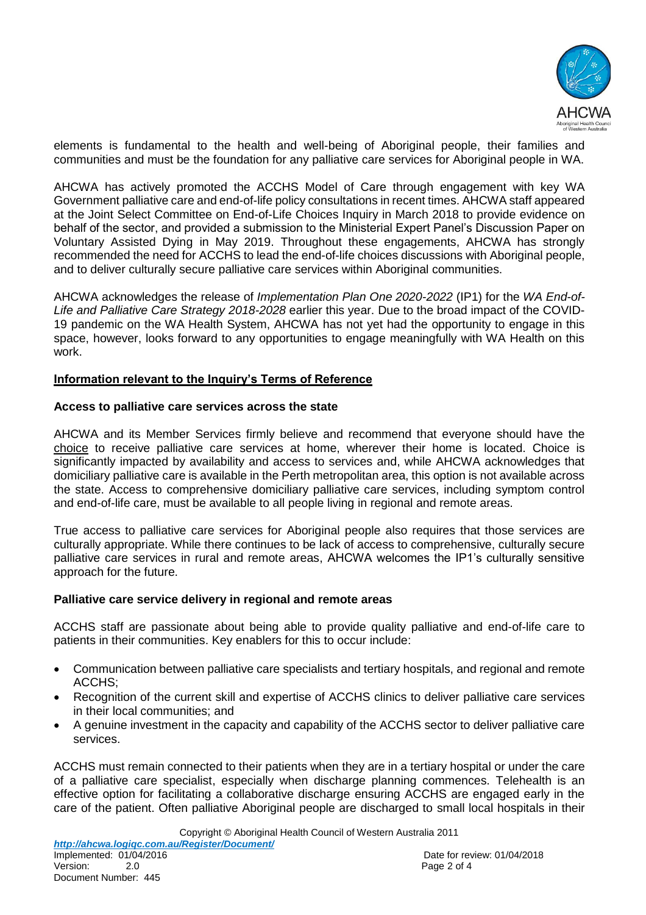elements is fundamental to the health and well-being of Aboriginal people, their families and communities and must be the foundation for any palliative care services for Aboriginal people in WA.

AHCWA has actively promoted the ACCHS Model of Care through engagement with key WA Government palliative care and end-of-life policy consultations in recent times. AHCWA staff appeared at the Joint Select Committee on End-of-Life Choices Inquiry in March 2018 to provide evidence on behalf of the sector, and provided a submission to the Ministerial Expert Panel's Discussion Paper on Voluntary Assisted Dying in May 2019. Throughout these engagements, AHCWA has strongly recommended the need for ACCHS to lead the end-of-life choices discussions with Aboriginal people, and to deliver culturally secure palliative care services within Aboriginal communities.

AHCWA acknowledges the release of *Implementation Plan One 2020-2022* (IP1) for the *WA End-of-Life and Palliative Care Strategy 2018-2028* earlier this year. Due to the broad impact of the COVID-19 pandemic on the WA Health System, AHCWA has not yet had the opportunity to engage in this space, however, looks forward to any opportunities to engage meaningfully with WA Health on this work.

## Information relevant to the Inquiry's Terms of Reference

### Access to palliative care services across the state

AHCWA and its Member Services firmly believe and recommend that everyone should have the choice to receive palliative care services at home, wherever their home is located. Choice is significantly impacted by availability and access to services and, while AHCWA acknowledges that domiciliary palliative care is available in the Perth metropolitan area, this option is not available across the state. Access to comprehensive domiciliary palliative care services, including symptom control and end-of-life care, must be available to all people living in regional and remote areas.

True access to palliative care services for Aboriginal people also requires that those services are culturally appropriate. While there continues to be lack of access to comprehensive, culturally secure palliative care services in rural and remote areas, AHCWA welcomes the IP1's culturally sensitive approach for the future.

### Palliative care service delivery in regional and remote areas

ACCHS staff are passionate about being able to provide quality palliative and end-of-life care to patients in their communities. Key enablers for this to occur include:

- Communication between palliative care specialists and tertiary hospitals, and regional and remote ACCHS;
- Recognition of the current skill and expertise of ACCHS clinics to deliver palliative care services in their local communities; and
- A genuine investment in the capacity and capability of the ACCHS sector to deliver palliative care services.

ACCHS must remain connected to their patients when they are in a tertiary hospital or under the care of a palliative care specialist, especially when discharge planning commences. Telehealth is an effective option for facilitating a collaborative discharge ensuring ACCHS are engaged early in the care of the patient. Often palliative Aboriginal people are discharged to small local hospitals in their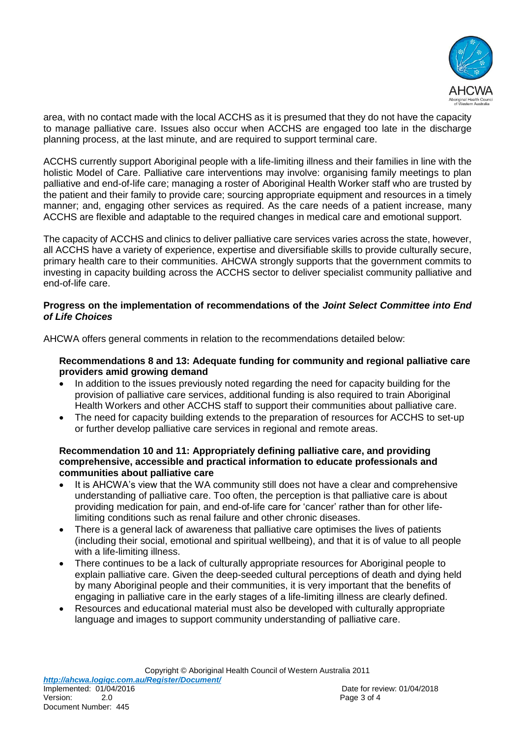area, with no contact made with the local ACCHS as it is presumed that they do not have the capacity to manage palliative care. Issues also occur when ACCHS are engaged too late in the discharge planning process, at the last minute, and are required to support terminal care.

ACCHS currently support Aboriginal people with a life-limiting illness and their families in line with the holistic Model of Care. Palliative care interventions may involve: organising family meetings to plan palliative and end-of-life care; managing a roster of Aboriginal Health Worker staff who are trusted by the patient and their family to provide care; sourcing appropriate equipment and resources in a timely manner; and, engaging other services as required. As the care needs of a patient increase, many ACCHS are flexible and adaptable to the required changes in medical care and emotional support.

The capacity of ACCHS and clinics to deliver palliative care services varies across the state, however, all ACCHS have a variety of experience, expertise and diversifiable skills to provide culturally secure, primary health care to their communities. AHCWA strongly supports that the government commits to investing in capacity building across the ACCHS sector to deliver specialist community palliative and end-of-life care.

**Progress on the implementation of recommendations of the *Joint Select Committee into End of Life Choices***

AHCWA offers general comments in relation to the recommendations detailed below:

**Recommendations 8 and 13: Adequate funding for community and regional palliative care providers amid growing demand**

- In addition to the issues previously noted regarding the need for capacity building for the provision of palliative care services, additional funding is also required to train Aboriginal Health Workers and other ACCHS staff to support their communities about palliative care.
- The need for capacity building extends to the preparation of resources for ACCHS to set-up or further develop palliative care services in regional and remote areas.

**Recommendation 10 and 11: Appropriately defining palliative care, and providing comprehensive, accessible and practical information to educate professionals and communities about palliative care**

- It is AHCWA's view that the WA community still does not have a clear and comprehensive understanding of palliative care. Too often, the perception is that palliative care is about providing medication for pain, and end-of-life care for 'cancer' rather than for other life-limiting conditions such as renal failure and other chronic diseases.
- There is a general lack of awareness that palliative care optimises the lives of patients (including their social, emotional and spiritual wellbeing), and that it is of value to all people with a life-limiting illness.
- There continues to be a lack of culturally appropriate resources for Aboriginal people to explain palliative care. Given the deep-seeded cultural perceptions of death and dying held by many Aboriginal people and their communities, it is very important that the benefits of engaging in palliative care in the early stages of a life-limiting illness are clearly defined.
- Resources and educational material must also be developed with culturally appropriate language and images to support community understanding of palliative care.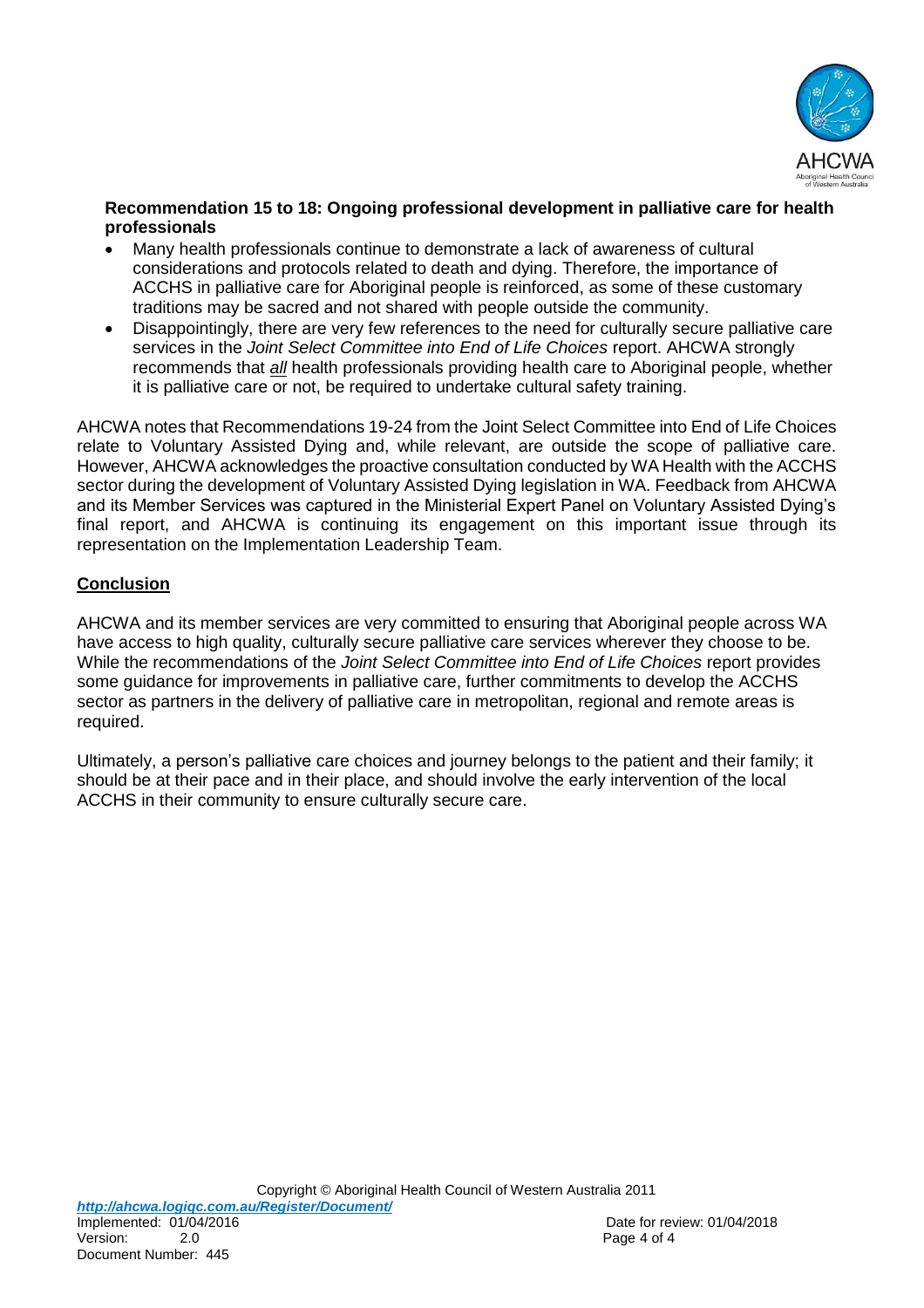**Recommendation 15 to 18: Ongoing professional development in palliative care for health professionals**

- Many health professionals continue to demonstrate a lack of awareness of cultural considerations and protocols related to death and dying. Therefore, the importance of ACCHS in palliative care for Aboriginal people is reinforced, as some of these customary traditions may be sacred and not shared with people outside the community.
- Disappointingly, there are very few references to the need for culturally secure palliative care services in the *Joint Select Committee into End of Life Choices* report. AHCWA strongly recommends that ***all*** health professionals providing health care to Aboriginal people, whether it is palliative care or not, be required to undertake cultural safety training.

AHCWA notes that Recommendations 19-24 from the Joint Select Committee into End of Life Choices relate to Voluntary Assisted Dying and, while relevant, are outside the scope of palliative care. However, AHCWA acknowledges the proactive consultation conducted by WA Health with the ACCHS sector during the development of Voluntary Assisted Dying legislation in WA. Feedback from AHCWA and its Member Services was captured in the Ministerial Expert Panel on Voluntary Assisted Dying's final report, and AHCWA is continuing its engagement on this important issue through its representation on the Implementation Leadership Team.

## Conclusion

AHCWA and its member services are very committed to ensuring that Aboriginal people across WA have access to high quality, culturally secure palliative care services wherever they choose to be. While the recommendations of the *Joint Select Committee into End of Life Choices* report provides some guidance for improvements in palliative care, further commitments to develop the ACCHS sector as partners in the delivery of palliative care in metropolitan, regional and remote areas is required.

Ultimately, a person's palliative care choices and journey belongs to the patient and their family; it should be at their pace and in their place, and should involve the early intervention of the local ACCHS in their community to ensure culturally secure care.